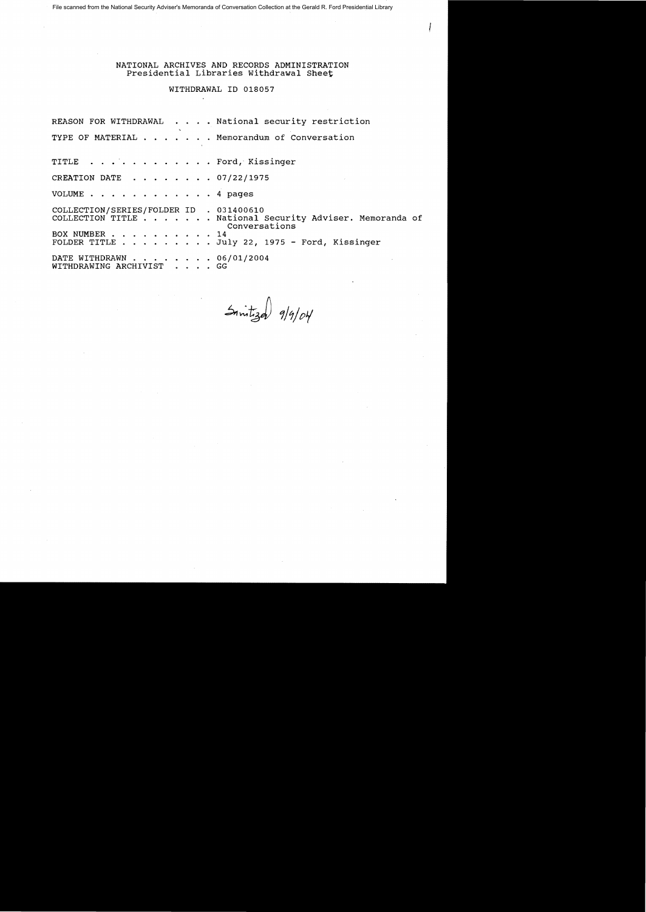File scanned from the National Security Adviser's Memoranda of Conversation Collection at the Gerald R. Ford Presidential Library

NATIONAL ARCHIVES AND RECORDS ADMINISTRATION
Presidential Libraries Withdrawal Sheet

WITHDRAWAL ID 018057

REASON FOR WITHDRAWAL . . . . National security restriction

TYPE OF MATERIAL . . . . . . . Memorandum of Conversation

TITLE . . . . . . . . . . . . Ford, Kissinger

CREATION DATE . . . . . . . . 07/22/1975

VOLUME . . . . . . . . . . . . 4 pages

COLLECTION/SERIES/FOLDER ID . 031400610
COLLECTION TITLE . . . . . . . National Security Adviser. Memoranda of Conversations
BOX NUMBER . . . . . . . . . . 14
FOLDER TITLE . . . . . . . . . July 22, 1975 - Ford, Kissinger

DATE WITHDRAWN . . . . . . . . 06/01/2004
WITHDRAWING ARCHIVIST . . . . GG

Sanitized 9/9/04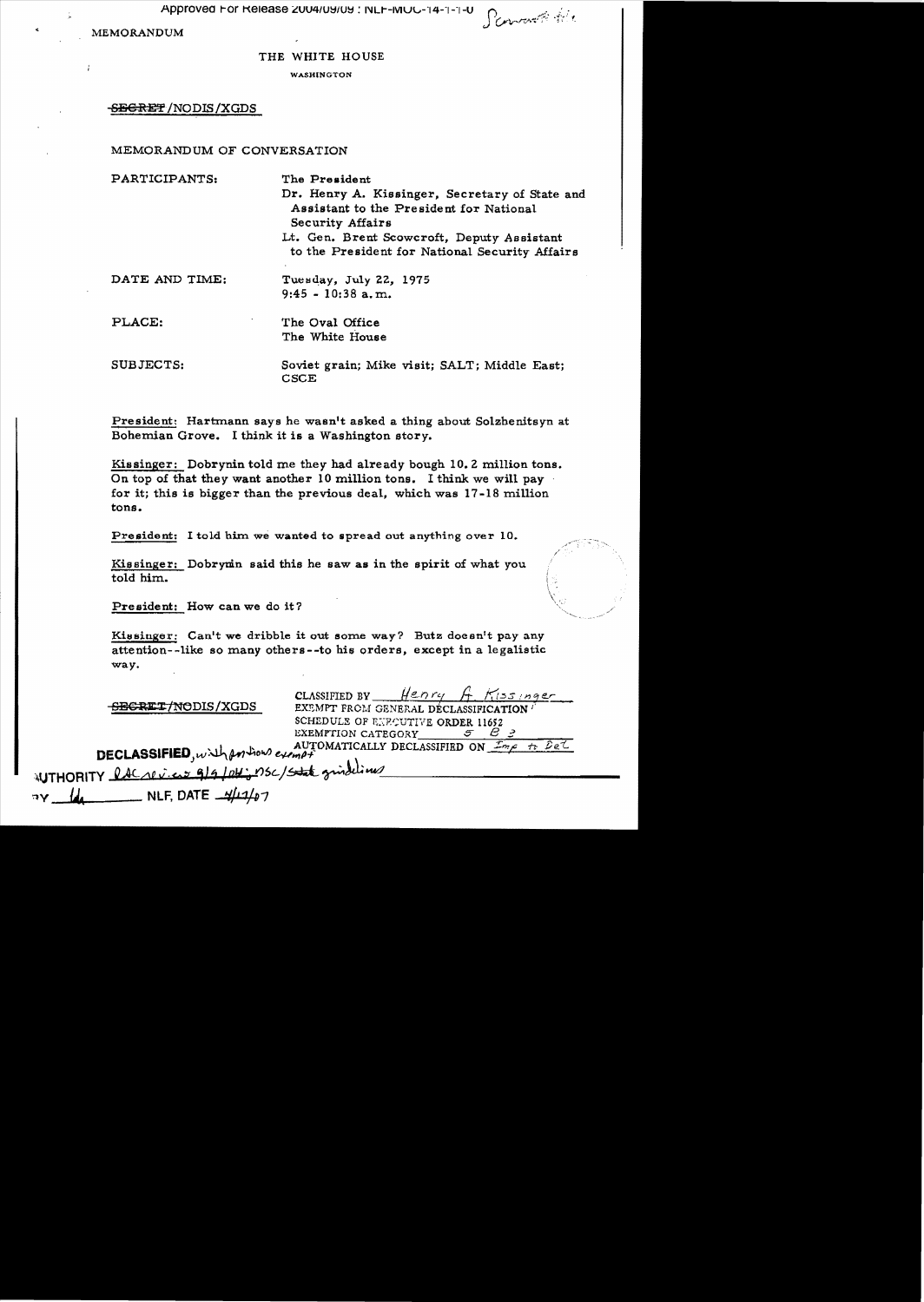MEMORANDUM

THE WHITE HOUSE

WASHINGTON

~~SECRET~~/NODIS/XGDS

MEMORANDUM OF CONVERSATION

PARTICIPANTS: The President
Dr. Henry A. Kissinger, Secretary of State and Assistant to the President for National Security Affairs
Lt. Gen. Brent Scowcroft, Deputy Assistant to the President for National Security Affairs

DATE AND TIME: Tuesday, July 22, 1975
9:45 - 10:38 a.m.

PLACE: The Oval Office
The White House

SUBJECTS: Soviet grain; Mike visit; SALT; Middle East; CSCE

President: Hartmann says he wasn't asked a thing about Solzhenitsyn at Bohemian Grove. I think it is a Washington story.

Kissinger: Dobrynin told me they had already bough 10.2 million tons. On top of that they want another 10 million tons. I think we will pay for it; this is bigger than the previous deal, which was 17-18 million tons.

President: I told him we wanted to spread out anything over 10.

Kissinger: Dobrynin said this he saw as in the spirit of what you told him.

President: How can we do it?

Kissinger: Can't we dribble it out some way? Butz doesn't pay any attention--like so many others--to his orders, except in a legalistic way.

~~SECRET~~/NODIS/XGDS

CLASSIFIED BY Henry A. Kissinger
EXEMPT FROM GENERAL DECLASSIFICATION SCHEDULE OF EXECUTIVE ORDER 11652
EXEMPTION CATEGORY 5 B 3
AUTOMATICALLY DECLASSIFIED ON Imp to Det

DECLASSIFIED, with portions exempt
AUTHORITY DAC review 9/9/04; NSC/State guidelines
BY lds NLF, DATE 4/17/07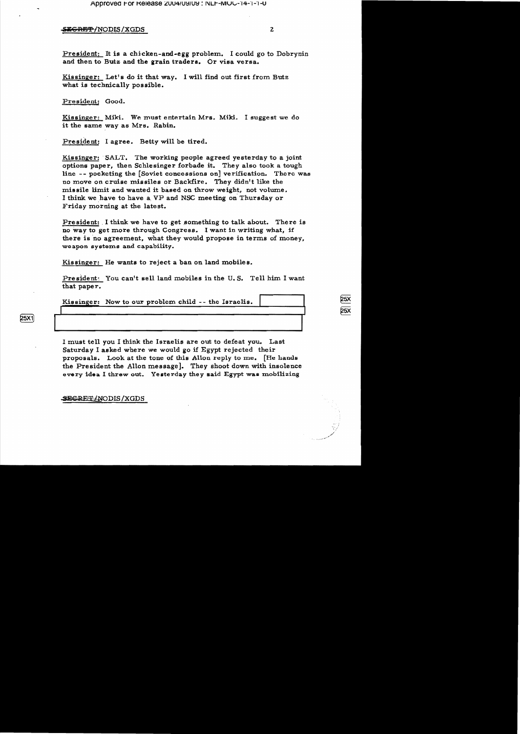President: It is a chicken-and-egg problem. I could go to Dobrynin and then to Butz and the grain traders. Or visa versa.

Kissinger: Let's do it that way. I will find out first from Butz what is technically possible.

President: Good.

Kissinger: Miki. We must entertain Mrs. Miki. I suggest we do it the same way as Mrs. Rabin.

President: I agree. Betty will be tired.

Kissinger: SALT. The working people agreed yesterday to a joint options paper, then Schlesinger forbade it. They also took a tough line -- pocketing the [Soviet concessions on] verification. There was no move on cruise missiles or Backfire. They didn't like the missile limit and wanted it based on throw weight, not volume. I think we have to have a VP and NSC meeting on Thursday or Friday morning at the latest.

President: I think we have to get something to talk about. There is no way to get more through Congress. I want in writing what, if there is no agreement, what they would propose in terms of money, weapon systems and capability.

Kissinger: He wants to reject a ban on land mobiles.

President: You can't sell land mobiles in the U.S. Tell him I want that paper.

Kissinger: Now to our problem child -- the Israelis. [25X] [25X] [25X1]

I must tell you I think the Israelis are out to defeat you. Last Saturday I asked where we would go if Egypt rejected their proposals. Look at the tone of this Allon reply to me. [He hands the President the Allon message]. They shoot down with insolence every idea I threw out. Yesterday they said Egypt was mobilizing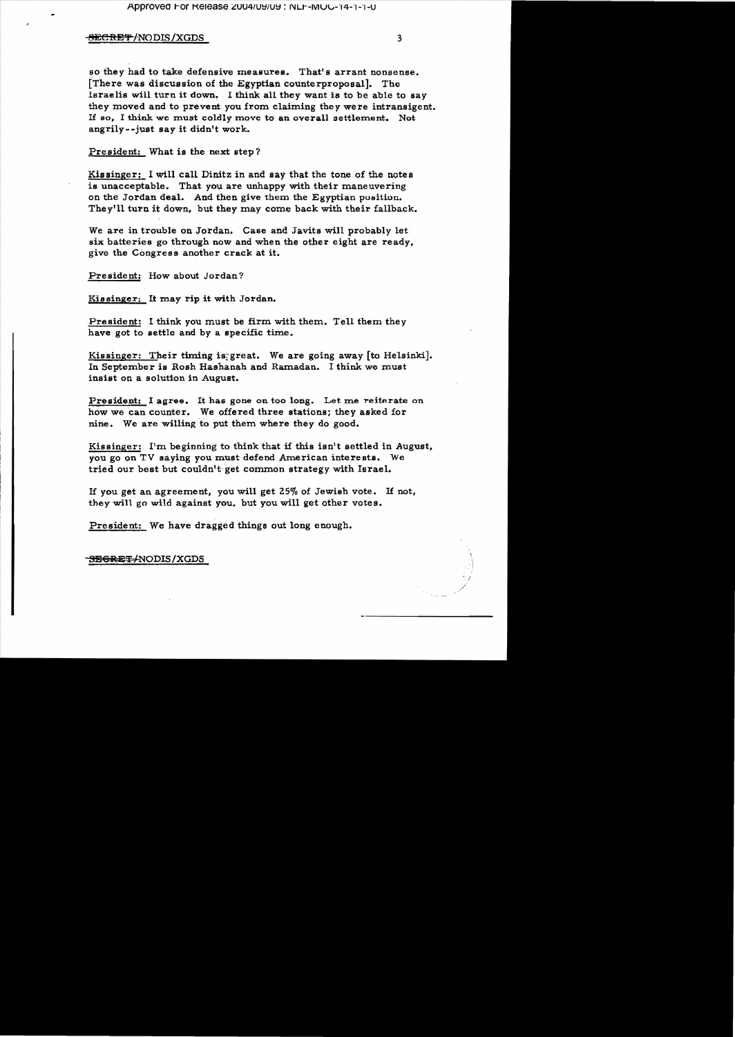so they had to take defensive measures. That's arrant nonsense. [There was discussion of the Egyptian counterproposal]. The Israelis will turn it down. I think all they want is to be able to say they moved and to prevent you from claiming they were intransigent. If so, I think we must coldly move to an overall settlement. Not angrily--just say it didn't work.

President: What is the next step?

Kissinger: I will call Dinitz in and say that the tone of the notes is unacceptable. That you are unhappy with their maneuvering on the Jordan deal. And then give them the Egyptian position. They'll turn it down, but they may come back with their fallback.

We are in trouble on Jordan. Case and Javits will probably let six batteries go through now and when the other eight are ready, give the Congress another crack at it.

President: How about Jordan?

Kissinger: It may rip it with Jordan.

President: I think you must be firm with them. Tell them they have got to settle and by a specific time.

Kissinger: Their timing is great. We are going away [to Helsinki]. In September is Rosh Hashanah and Ramadan. I think we must insist on a solution in August.

President: I agree. It has gone on too long. Let me reiterate on how we can counter. We offered three stations; they asked for nine. We are willing to put them where they do good.

Kissinger: I'm beginning to think that if this isn't settled in August, you go on TV saying you must defend American interests. We tried our best but couldn't get common strategy with Israel.

If you get an agreement, you will get 25% of Jewish vote. If not, they will go wild against you, but you will get other votes.

President: We have dragged things out long enough.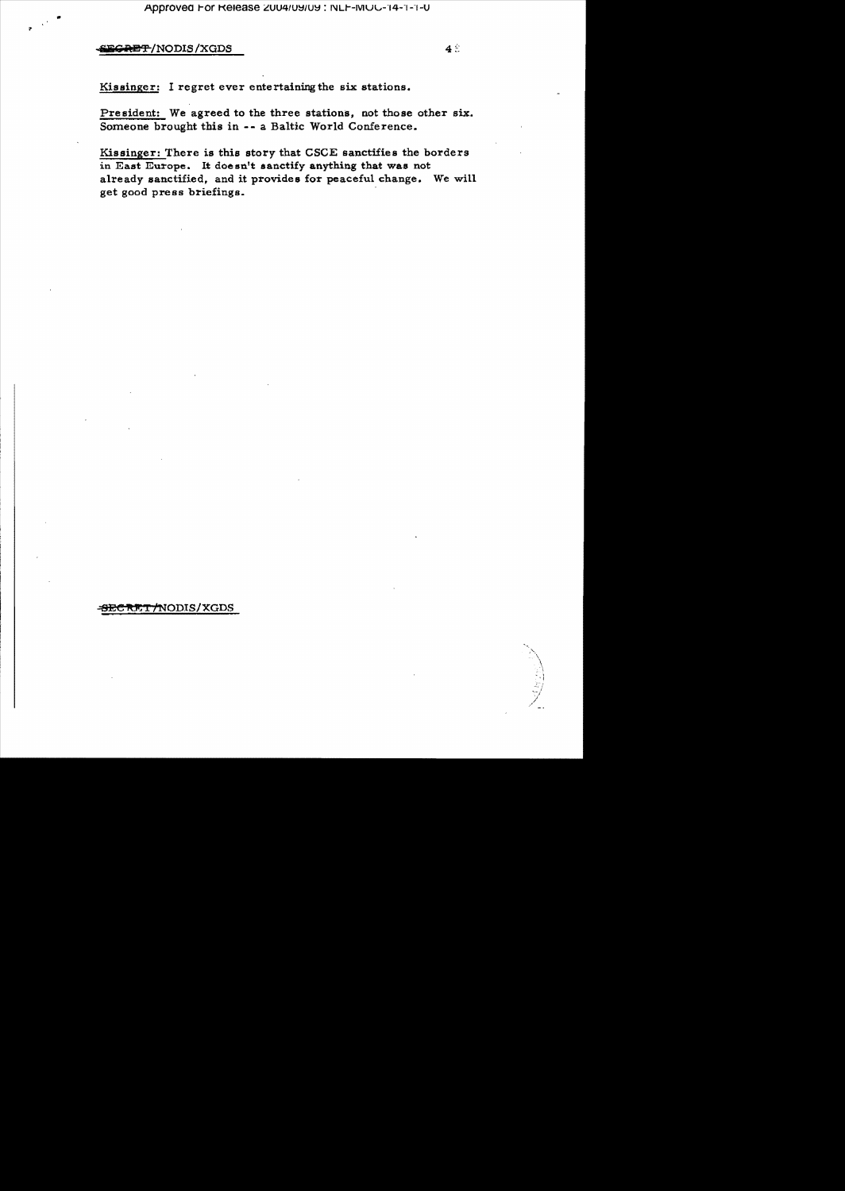Kissinger: I regret ever entertaining the six stations.

President: We agreed to the three stations, not those other six. Someone brought this in -- a Baltic World Conference.

Kissinger: There is this story that CSCE sanctifies the borders in East Europe. It doesn't sanctify anything that was not already sanctified, and it provides for peaceful change. We will get good press briefings.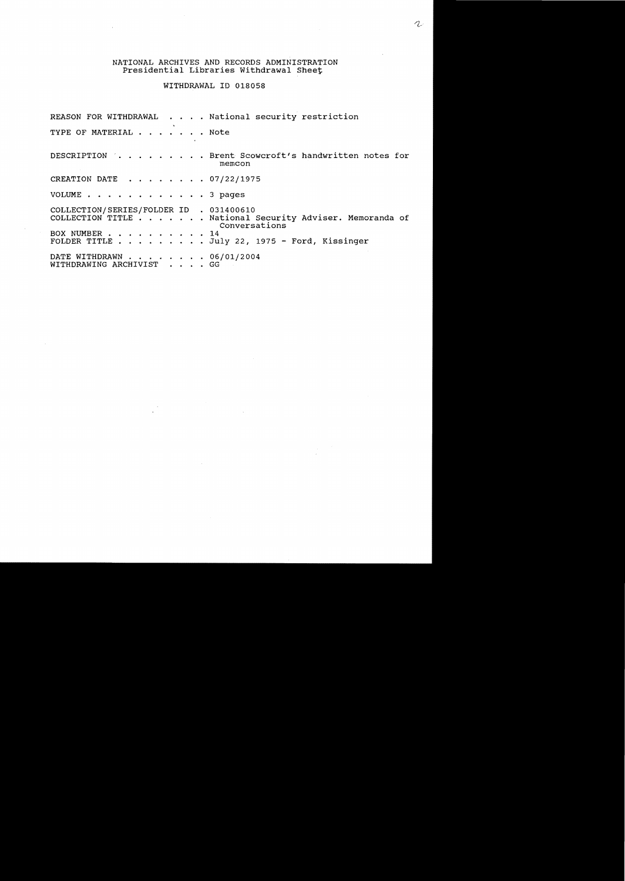NATIONAL ARCHIVES AND RECORDS ADMINISTRATION
Presidential Libraries Withdrawal Sheet

WITHDRAWAL ID 018058

REASON FOR WITHDRAWAL . . . . National security restriction

TYPE OF MATERIAL . . . . . . . Note

DESCRIPTION . . . . . . . . . Brent Scowcroft's handwritten notes for memcon

CREATION DATE . . . . . . . . 07/22/1975

VOLUME . . . . . . . . . . . . 3 pages

COLLECTION/SERIES/FOLDER ID . 031400610
COLLECTION TITLE . . . . . . . National Security Adviser. Memoranda of Conversations
BOX NUMBER . . . . . . . . . . 14
FOLDER TITLE . . . . . . . . . July 22, 1975 - Ford, Kissinger

DATE WITHDRAWN . . . . . . . . 06/01/2004
WITHDRAWING ARCHIVIST . . . . GG